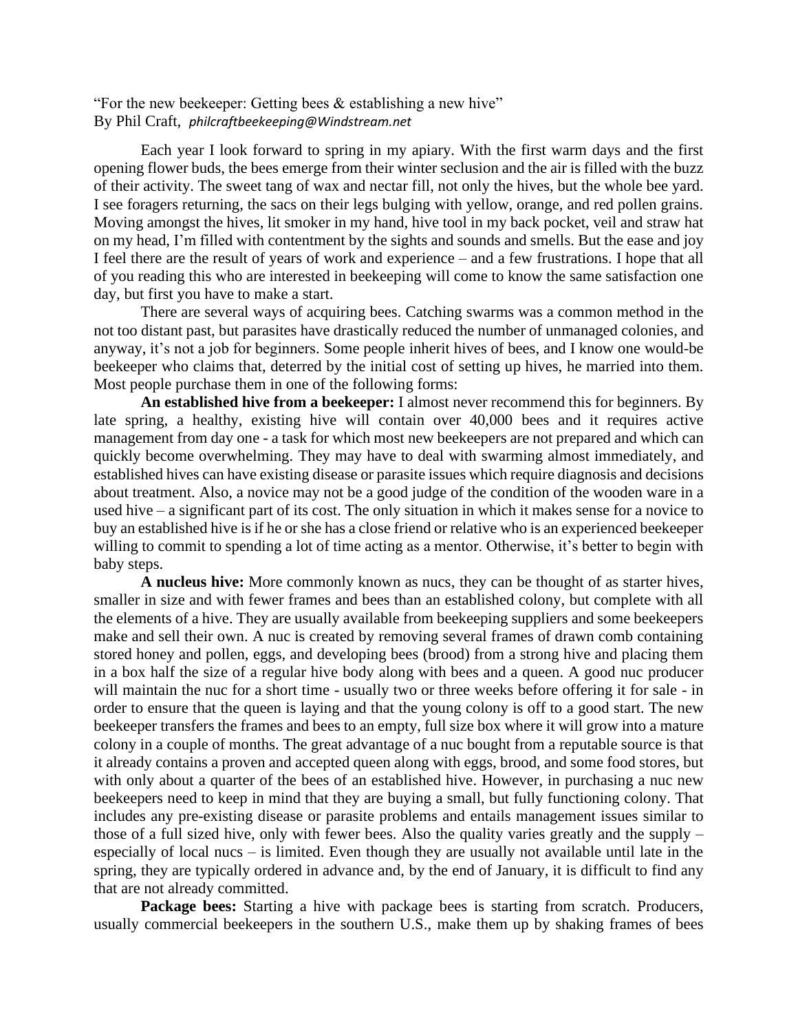"For the new beekeeper: Getting bees & establishing a new hive"
By Phil Craft, *philcraftbeekeeping@Windstream.net*

Each year I look forward to spring in my apiary. With the first warm days and the first opening flower buds, the bees emerge from their winter seclusion and the air is filled with the buzz of their activity. The sweet tang of wax and nectar fill, not only the hives, but the whole bee yard. I see foragers returning, the sacs on their legs bulging with yellow, orange, and red pollen grains. Moving amongst the hives, lit smoker in my hand, hive tool in my back pocket, veil and straw hat on my head, I'm filled with contentment by the sights and sounds and smells. But the ease and joy I feel there are the result of years of work and experience – and a few frustrations. I hope that all of you reading this who are interested in beekeeping will come to know the same satisfaction one day, but first you have to make a start.

There are several ways of acquiring bees. Catching swarms was a common method in the not too distant past, but parasites have drastically reduced the number of unmanaged colonies, and anyway, it's not a job for beginners. Some people inherit hives of bees, and I know one would-be beekeeper who claims that, deterred by the initial cost of setting up hives, he married into them. Most people purchase them in one of the following forms:

**An established hive from a beekeeper:** I almost never recommend this for beginners. By late spring, a healthy, existing hive will contain over 40,000 bees and it requires active management from day one - a task for which most new beekeepers are not prepared and which can quickly become overwhelming. They may have to deal with swarming almost immediately, and established hives can have existing disease or parasite issues which require diagnosis and decisions about treatment. Also, a novice may not be a good judge of the condition of the wooden ware in a used hive – a significant part of its cost. The only situation in which it makes sense for a novice to buy an established hive is if he or she has a close friend or relative who is an experienced beekeeper willing to commit to spending a lot of time acting as a mentor. Otherwise, it's better to begin with baby steps.

**A nucleus hive:** More commonly known as nucs, they can be thought of as starter hives, smaller in size and with fewer frames and bees than an established colony, but complete with all the elements of a hive. They are usually available from beekeeping suppliers and some beekeepers make and sell their own. A nuc is created by removing several frames of drawn comb containing stored honey and pollen, eggs, and developing bees (brood) from a strong hive and placing them in a box half the size of a regular hive body along with bees and a queen. A good nuc producer will maintain the nuc for a short time - usually two or three weeks before offering it for sale - in order to ensure that the queen is laying and that the young colony is off to a good start. The new beekeeper transfers the frames and bees to an empty, full size box where it will grow into a mature colony in a couple of months. The great advantage of a nuc bought from a reputable source is that it already contains a proven and accepted queen along with eggs, brood, and some food stores, but with only about a quarter of the bees of an established hive. However, in purchasing a nuc new beekeepers need to keep in mind that they are buying a small, but fully functioning colony. That includes any pre-existing disease or parasite problems and entails management issues similar to those of a full sized hive, only with fewer bees. Also the quality varies greatly and the supply – especially of local nucs – is limited. Even though they are usually not available until late in the spring, they are typically ordered in advance and, by the end of January, it is difficult to find any that are not already committed.

**Package bees:** Starting a hive with package bees is starting from scratch. Producers, usually commercial beekeepers in the southern U.S., make them up by shaking frames of bees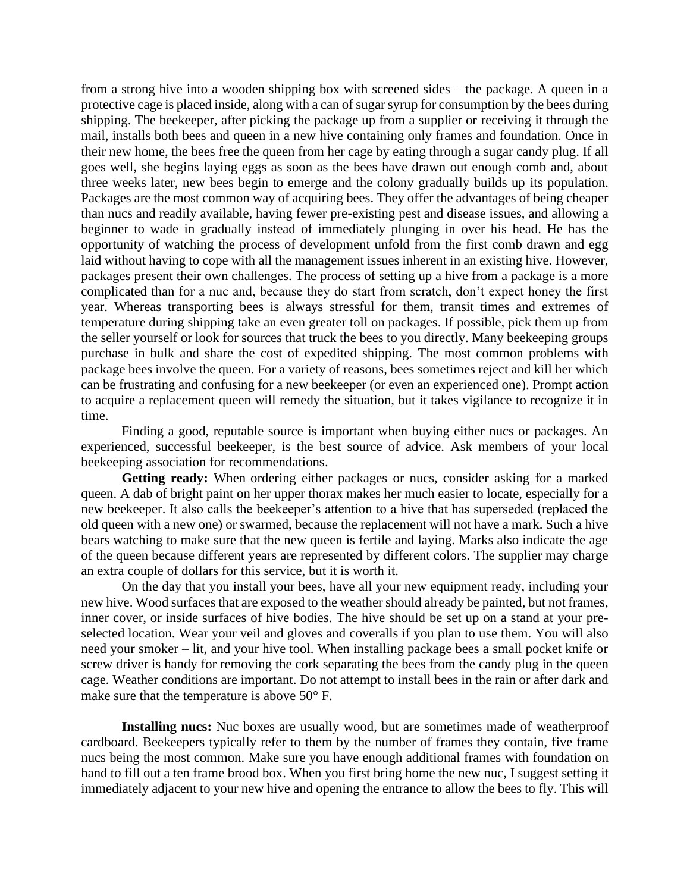from a strong hive into a wooden shipping box with screened sides – the package. A queen in a protective cage is placed inside, along with a can of sugar syrup for consumption by the bees during shipping. The beekeeper, after picking the package up from a supplier or receiving it through the mail, installs both bees and queen in a new hive containing only frames and foundation. Once in their new home, the bees free the queen from her cage by eating through a sugar candy plug. If all goes well, she begins laying eggs as soon as the bees have drawn out enough comb and, about three weeks later, new bees begin to emerge and the colony gradually builds up its population. Packages are the most common way of acquiring bees. They offer the advantages of being cheaper than nucs and readily available, having fewer pre-existing pest and disease issues, and allowing a beginner to wade in gradually instead of immediately plunging in over his head. He has the opportunity of watching the process of development unfold from the first comb drawn and egg laid without having to cope with all the management issues inherent in an existing hive. However, packages present their own challenges. The process of setting up a hive from a package is a more complicated than for a nuc and, because they do start from scratch, don't expect honey the first year. Whereas transporting bees is always stressful for them, transit times and extremes of temperature during shipping take an even greater toll on packages. If possible, pick them up from the seller yourself or look for sources that truck the bees to you directly. Many beekeeping groups purchase in bulk and share the cost of expedited shipping. The most common problems with package bees involve the queen. For a variety of reasons, bees sometimes reject and kill her which can be frustrating and confusing for a new beekeeper (or even an experienced one). Prompt action to acquire a replacement queen will remedy the situation, but it takes vigilance to recognize it in time.

Finding a good, reputable source is important when buying either nucs or packages. An experienced, successful beekeeper, is the best source of advice. Ask members of your local beekeeping association for recommendations.

**Getting ready:** When ordering either packages or nucs, consider asking for a marked queen. A dab of bright paint on her upper thorax makes her much easier to locate, especially for a new beekeeper. It also calls the beekeeper's attention to a hive that has superseded (replaced the old queen with a new one) or swarmed, because the replacement will not have a mark. Such a hive bears watching to make sure that the new queen is fertile and laying. Marks also indicate the age of the queen because different years are represented by different colors. The supplier may charge an extra couple of dollars for this service, but it is worth it.

On the day that you install your bees, have all your new equipment ready, including your new hive. Wood surfaces that are exposed to the weather should already be painted, but not frames, inner cover, or inside surfaces of hive bodies. The hive should be set up on a stand at your pre-selected location. Wear your veil and gloves and coveralls if you plan to use them. You will also need your smoker – lit, and your hive tool. When installing package bees a small pocket knife or screw driver is handy for removing the cork separating the bees from the candy plug in the queen cage. Weather conditions are important. Do not attempt to install bees in the rain or after dark and make sure that the temperature is above 50° F.

**Installing nucs:** Nuc boxes are usually wood, but are sometimes made of weatherproof cardboard. Beekeepers typically refer to them by the number of frames they contain, five frame nucs being the most common. Make sure you have enough additional frames with foundation on hand to fill out a ten frame brood box. When you first bring home the new nuc, I suggest setting it immediately adjacent to your new hive and opening the entrance to allow the bees to fly. This will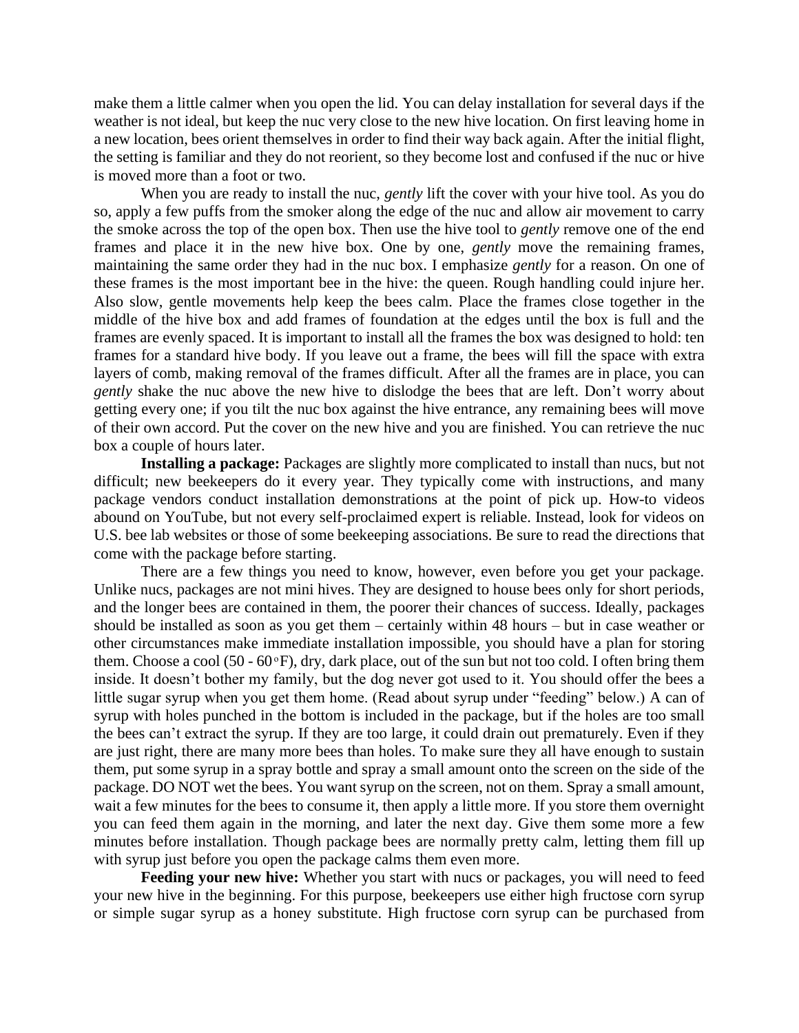make them a little calmer when you open the lid. You can delay installation for several days if the weather is not ideal, but keep the nuc very close to the new hive location. On first leaving home in a new location, bees orient themselves in order to find their way back again. After the initial flight, the setting is familiar and they do not reorient, so they become lost and confused if the nuc or hive is moved more than a foot or two.

When you are ready to install the nuc, *gently* lift the cover with your hive tool. As you do so, apply a few puffs from the smoker along the edge of the nuc and allow air movement to carry the smoke across the top of the open box. Then use the hive tool to *gently* remove one of the end frames and place it in the new hive box. One by one, *gently* move the remaining frames, maintaining the same order they had in the nuc box. I emphasize *gently* for a reason. On one of these frames is the most important bee in the hive: the queen. Rough handling could injure her. Also slow, gentle movements help keep the bees calm. Place the frames close together in the middle of the hive box and add frames of foundation at the edges until the box is full and the frames are evenly spaced. It is important to install all the frames the box was designed to hold: ten frames for a standard hive body. If you leave out a frame, the bees will fill the space with extra layers of comb, making removal of the frames difficult. After all the frames are in place, you can *gently* shake the nuc above the new hive to dislodge the bees that are left. Don't worry about getting every one; if you tilt the nuc box against the hive entrance, any remaining bees will move of their own accord. Put the cover on the new hive and you are finished. You can retrieve the nuc box a couple of hours later.

**Installing a package:** Packages are slightly more complicated to install than nucs, but not difficult; new beekeepers do it every year. They typically come with instructions, and many package vendors conduct installation demonstrations at the point of pick up. How-to videos abound on YouTube, but not every self-proclaimed expert is reliable. Instead, look for videos on U.S. bee lab websites or those of some beekeeping associations. Be sure to read the directions that come with the package before starting.

There are a few things you need to know, however, even before you get your package. Unlike nucs, packages are not mini hives. They are designed to house bees only for short periods, and the longer bees are contained in them, the poorer their chances of success. Ideally, packages should be installed as soon as you get them – certainly within 48 hours – but in case weather or other circumstances make immediate installation impossible, you should have a plan for storing them. Choose a cool (50 - 60°F), dry, dark place, out of the sun but not too cold. I often bring them inside. It doesn't bother my family, but the dog never got used to it. You should offer the bees a little sugar syrup when you get them home. (Read about syrup under "feeding" below.) A can of syrup with holes punched in the bottom is included in the package, but if the holes are too small the bees can't extract the syrup. If they are too large, it could drain out prematurely. Even if they are just right, there are many more bees than holes. To make sure they all have enough to sustain them, put some syrup in a spray bottle and spray a small amount onto the screen on the side of the package. DO NOT wet the bees. You want syrup on the screen, not on them. Spray a small amount, wait a few minutes for the bees to consume it, then apply a little more. If you store them overnight you can feed them again in the morning, and later the next day. Give them some more a few minutes before installation. Though package bees are normally pretty calm, letting them fill up with syrup just before you open the package calms them even more.

**Feeding your new hive:** Whether you start with nucs or packages, you will need to feed your new hive in the beginning. For this purpose, beekeepers use either high fructose corn syrup or simple sugar syrup as a honey substitute. High fructose corn syrup can be purchased from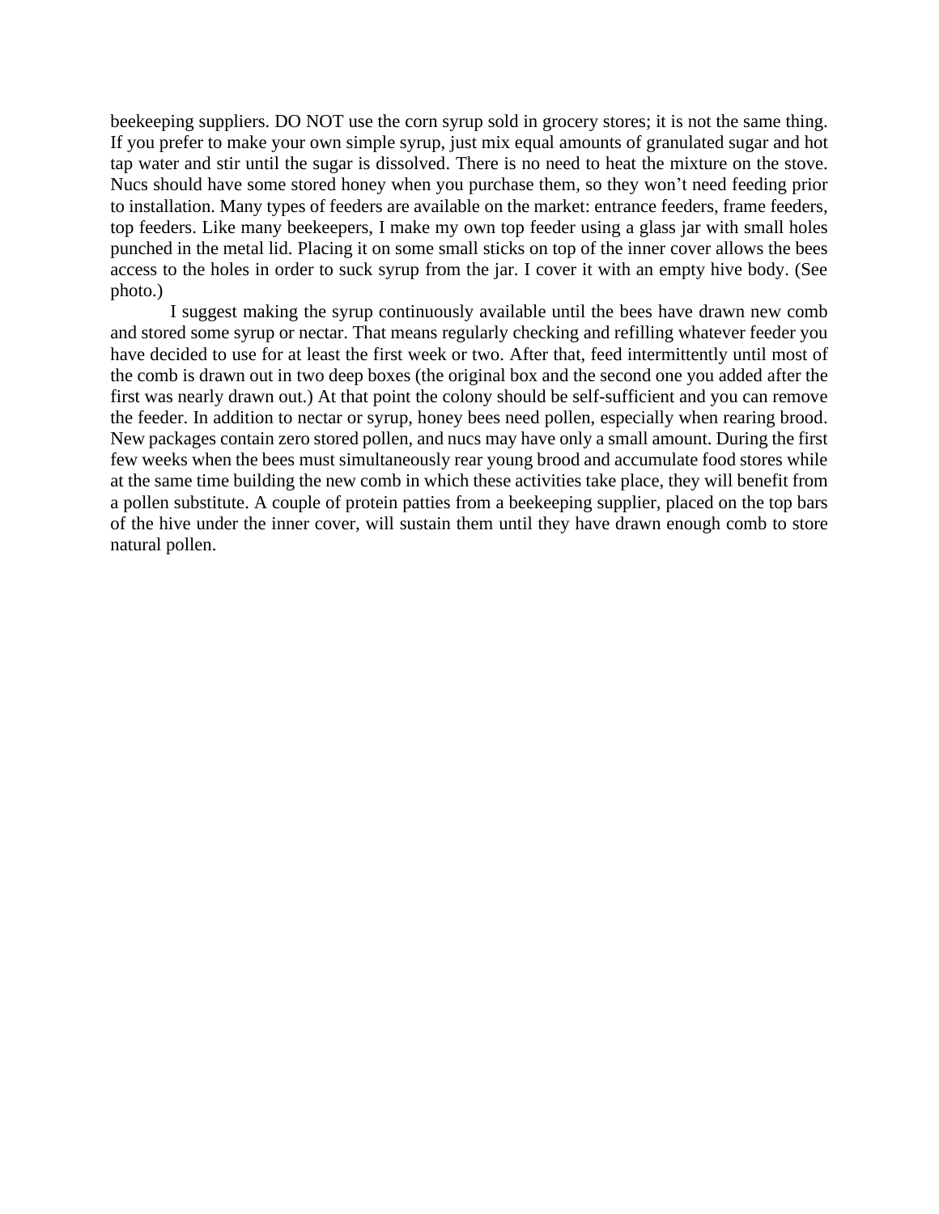beekeeping suppliers. DO NOT use the corn syrup sold in grocery stores; it is not the same thing. If you prefer to make your own simple syrup, just mix equal amounts of granulated sugar and hot tap water and stir until the sugar is dissolved. There is no need to heat the mixture on the stove. Nucs should have some stored honey when you purchase them, so they won't need feeding prior to installation. Many types of feeders are available on the market: entrance feeders, frame feeders, top feeders. Like many beekeepers, I make my own top feeder using a glass jar with small holes punched in the metal lid. Placing it on some small sticks on top of the inner cover allows the bees access to the holes in order to suck syrup from the jar. I cover it with an empty hive body. (See photo.)

I suggest making the syrup continuously available until the bees have drawn new comb and stored some syrup or nectar. That means regularly checking and refilling whatever feeder you have decided to use for at least the first week or two. After that, feed intermittently until most of the comb is drawn out in two deep boxes (the original box and the second one you added after the first was nearly drawn out.) At that point the colony should be self-sufficient and you can remove the feeder. In addition to nectar or syrup, honey bees need pollen, especially when rearing brood. New packages contain zero stored pollen, and nucs may have only a small amount. During the first few weeks when the bees must simultaneously rear young brood and accumulate food stores while at the same time building the new comb in which these activities take place, they will benefit from a pollen substitute. A couple of protein patties from a beekeeping supplier, placed on the top bars of the hive under the inner cover, will sustain them until they have drawn enough comb to store natural pollen.